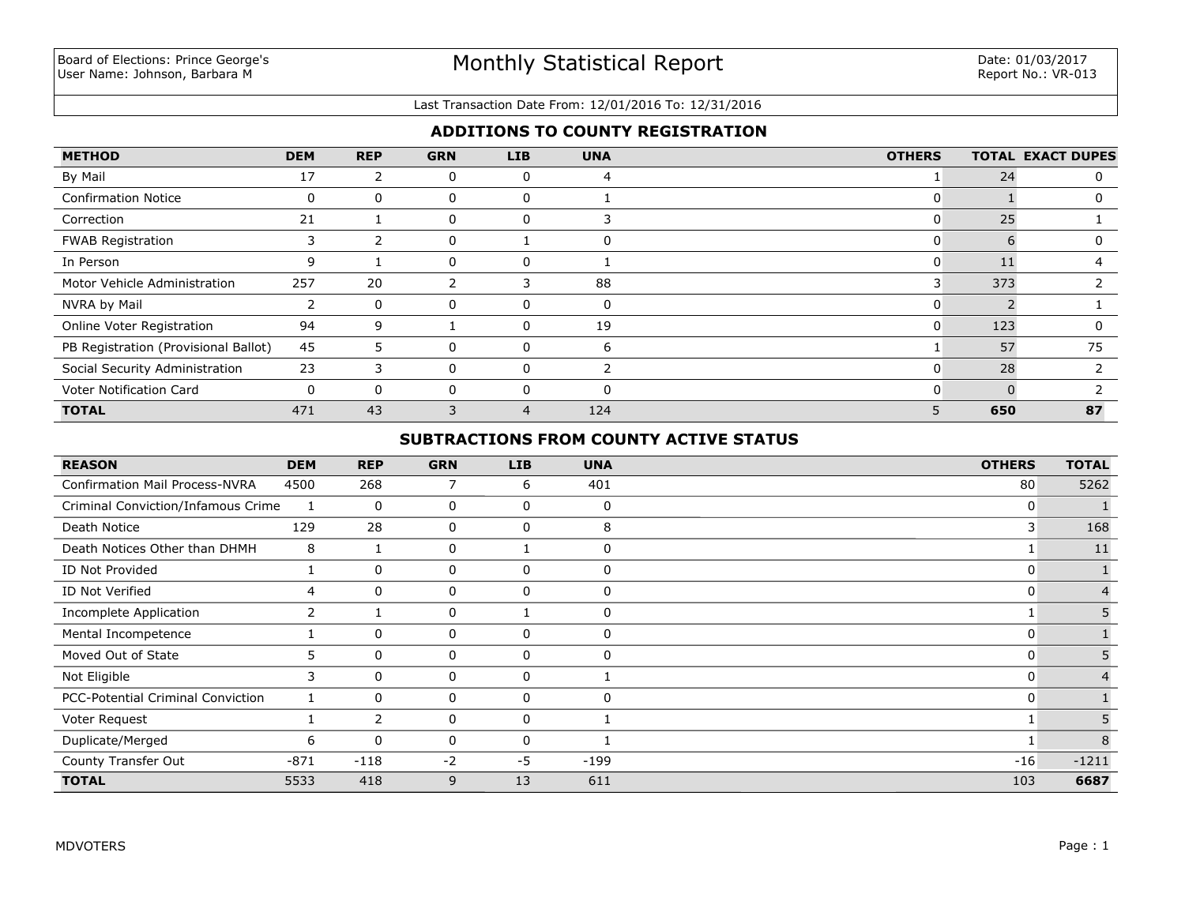Board of Elections: Prince George's
User Name: Johnson, Barbara M

# Monthly Statistical Report

Date: 01/03/2017
Report No.: VR-013

Last Transaction Date From: 12/01/2016 To: 12/31/2016

## ADDITIONS TO COUNTY REGISTRATION

| METHOD | DEM | REP | GRN | LIB | UNA | OTHERS | TOTAL | EXACT DUPES |
|---|---|---|---|---|---|---|---|---|
| By Mail | 17 | 2 | 0 | 0 | 4 | 1 | 24 | 0 |
| Confirmation Notice | 0 | 0 | 0 | 0 | 1 | 0 | 1 | 0 |
| Correction | 21 | 1 | 0 | 0 | 3 | 0 | 25 | 1 |
| FWAB Registration | 3 | 2 | 0 | 1 | 0 | 0 | 6 | 0 |
| In Person | 9 | 1 | 0 | 0 | 1 | 0 | 11 | 4 |
| Motor Vehicle Administration | 257 | 20 | 2 | 3 | 88 | 3 | 373 | 2 |
| NVRA by Mail | 2 | 0 | 0 | 0 | 0 | 0 | 2 | 1 |
| Online Voter Registration | 94 | 9 | 1 | 0 | 19 | 0 | 123 | 0 |
| PB Registration (Provisional Ballot) | 45 | 5 | 0 | 0 | 6 | 1 | 57 | 75 |
| Social Security Administration | 23 | 3 | 0 | 0 | 2 | 0 | 28 | 2 |
| Voter Notification Card | 0 | 0 | 0 | 0 | 0 | 0 | 0 | 2 |
| **TOTAL** | 471 | 43 | 3 | 4 | 124 | 5 | **650** | **87** |

## SUBTRACTIONS FROM COUNTY ACTIVE STATUS

| REASON | DEM | REP | GRN | LIB | UNA | OTHERS | TOTAL |
|---|---|---|---|---|---|---|---|
| Confirmation Mail Process-NVRA | 4500 | 268 | 7 | 6 | 401 | 80 | 5262 |
| Criminal Conviction/Infamous Crime | 1 | 0 | 0 | 0 | 0 | 0 | 1 |
| Death Notice | 129 | 28 | 0 | 0 | 8 | 3 | 168 |
| Death Notices Other than DHMH | 8 | 1 | 0 | 1 | 0 | 1 | 11 |
| ID Not Provided | 1 | 0 | 0 | 0 | 0 | 0 | 1 |
| ID Not Verified | 4 | 0 | 0 | 0 | 0 | 0 | 4 |
| Incomplete Application | 2 | 1 | 0 | 1 | 0 | 1 | 5 |
| Mental Incompetence | 1 | 0 | 0 | 0 | 0 | 0 | 1 |
| Moved Out of State | 5 | 0 | 0 | 0 | 0 | 0 | 5 |
| Not Eligible | 3 | 0 | 0 | 0 | 1 | 0 | 4 |
| PCC-Potential Criminal Conviction | 1 | 0 | 0 | 0 | 0 | 0 | 1 |
| Voter Request | 1 | 2 | 0 | 0 | 1 | 1 | 5 |
| Duplicate/Merged | 6 | 0 | 0 | 0 | 1 | 1 | 8 |
| County Transfer Out | -871 | -118 | -2 | -5 | -199 | -16 | -1211 |
| **TOTAL** | 5533 | 418 | 9 | 13 | 611 | 103 | **6687** |

MDVOTERS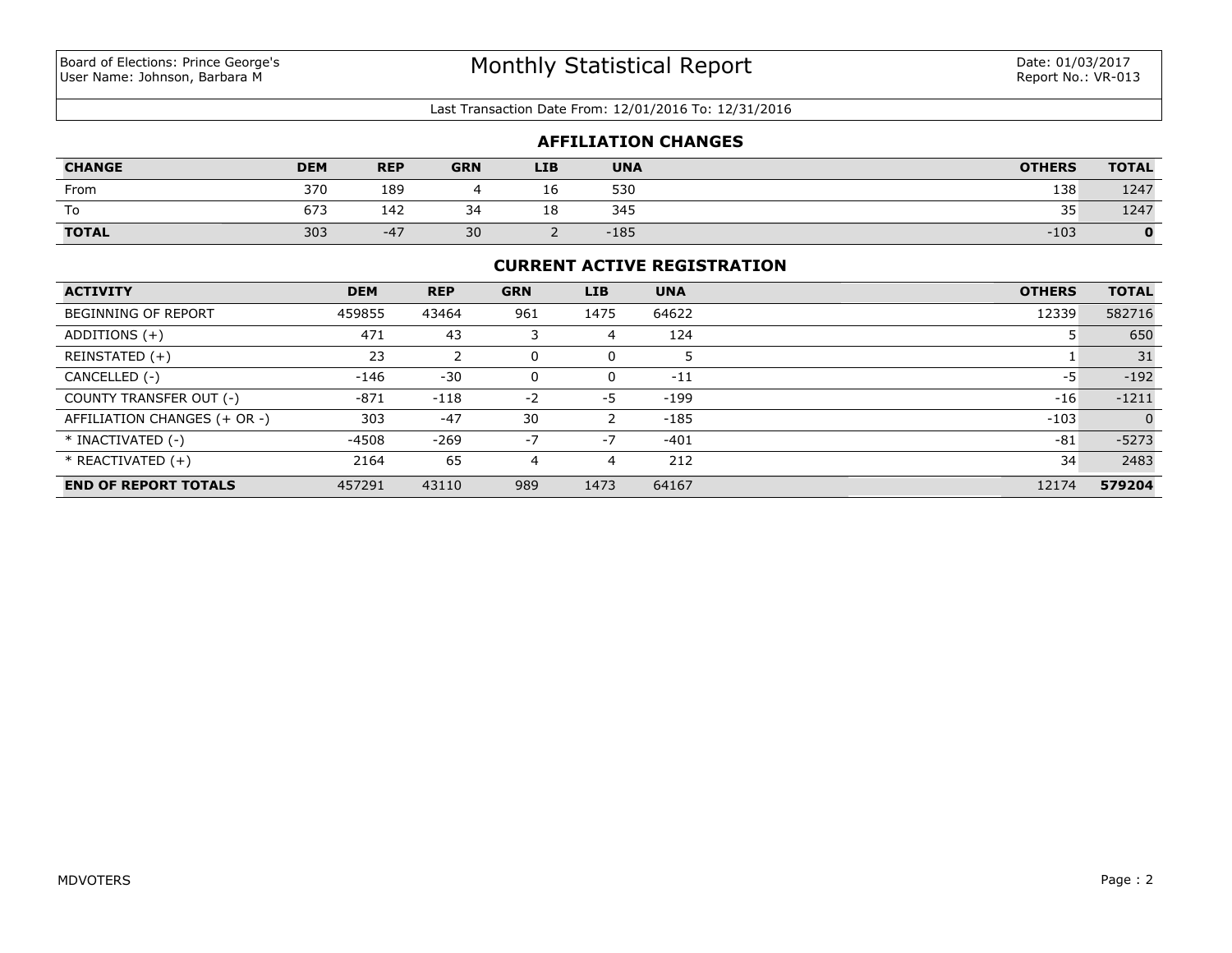Board of Elections: Prince George's
User Name: Johnson, Barbara M

# Monthly Statistical Report

Date: 01/03/2017
Report No.: VR-013

Last Transaction Date From: 12/01/2016 To: 12/31/2016

## AFFILIATION CHANGES

| CHANGE | DEM | REP | GRN | LIB | UNA | OTHERS | TOTAL |
|---|---|---|---|---|---|---|---|
| From | 370 | 189 | 4 | 16 | 530 | 138 | 1247 |
| To | 673 | 142 | 34 | 18 | 345 | 35 | 1247 |
| **TOTAL** | 303 | -47 | 30 | 2 | -185 | -103 | **0** |

## CURRENT ACTIVE REGISTRATION

| ACTIVITY | DEM | REP | GRN | LIB | UNA | OTHERS | TOTAL |
|---|---|---|---|---|---|---|---|
| BEGINNING OF REPORT | 459855 | 43464 | 961 | 1475 | 64622 | 12339 | 582716 |
| ADDITIONS (+) | 471 | 43 | 3 | 4 | 124 | 5 | 650 |
| REINSTATED (+) | 23 | 2 | 0 | 0 | 5 | 1 | 31 |
| CANCELLED (-) | -146 | -30 | 0 | 0 | -11 | -5 | -192 |
| COUNTY TRANSFER OUT (-) | -871 | -118 | -2 | -5 | -199 | -16 | -1211 |
| AFFILIATION CHANGES (+ OR -) | 303 | -47 | 30 | 2 | -185 | -103 | 0 |
| * INACTIVATED (-) | -4508 | -269 | -7 | -7 | -401 | -81 | -5273 |
| * REACTIVATED (+) | 2164 | 65 | 4 | 4 | 212 | 34 | 2483 |
| **END OF REPORT TOTALS** | 457291 | 43110 | 989 | 1473 | 64167 | 12174 | **579204** |

MDVOTERS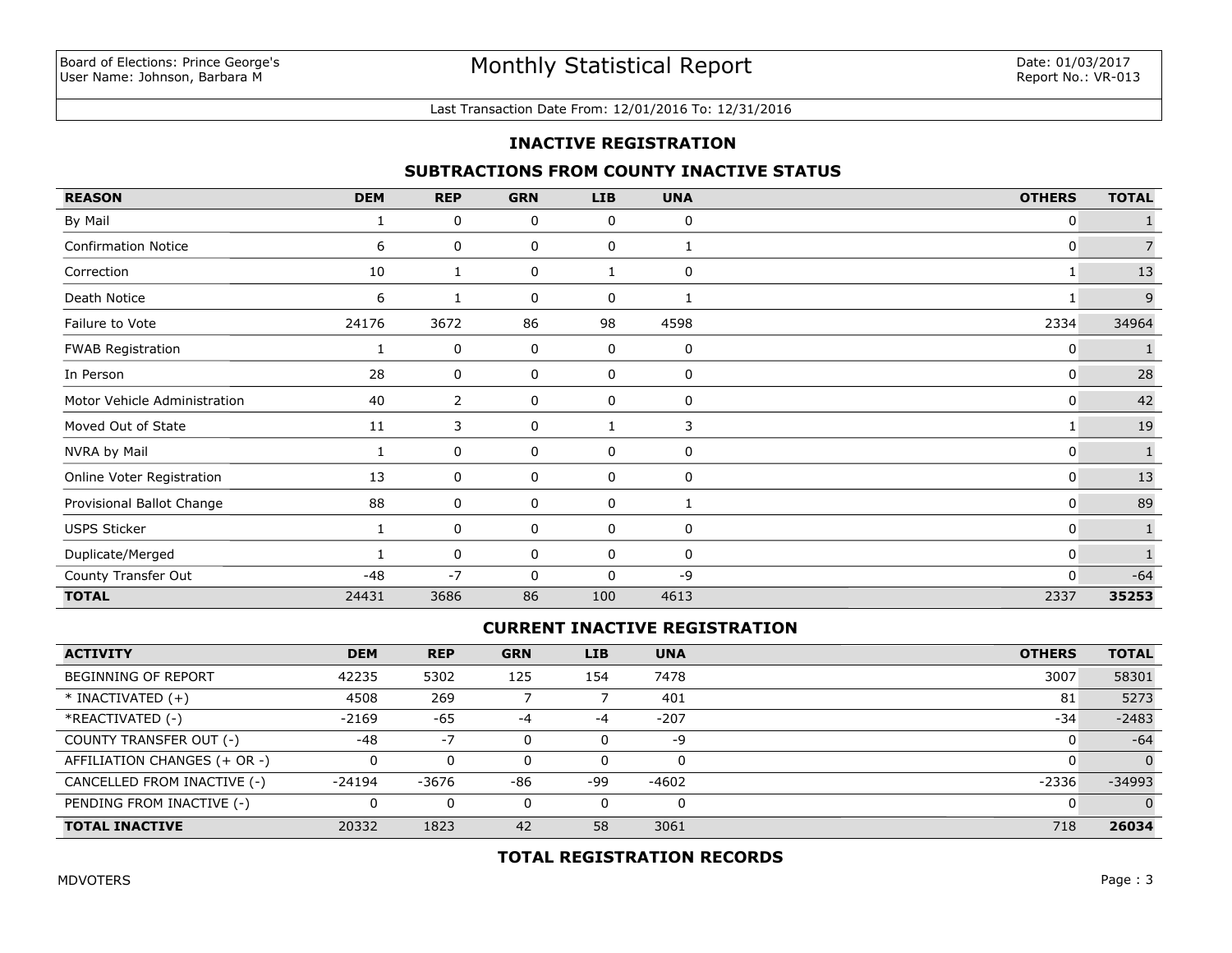Board of Elections: Prince George's
User Name: Johnson, Barbara M

# Monthly Statistical Report

Date: 01/03/2017
Report No.: VR-013

Last Transaction Date From: 12/01/2016 To: 12/31/2016

## INACTIVE REGISTRATION

### SUBTRACTIONS FROM COUNTY INACTIVE STATUS

| REASON | DEM | REP | GRN | LIB | UNA | OTHERS | TOTAL |
|---|---|---|---|---|---|---|---|
| By Mail | 1 | 0 | 0 | 0 | 0 | 0 | 1 |
| Confirmation Notice | 6 | 0 | 0 | 0 | 1 | 0 | 7 |
| Correction | 10 | 1 | 0 | 1 | 0 | 1 | 13 |
| Death Notice | 6 | 1 | 0 | 0 | 1 | 1 | 9 |
| Failure to Vote | 24176 | 3672 | 86 | 98 | 4598 | 2334 | 34964 |
| FWAB Registration | 1 | 0 | 0 | 0 | 0 | 0 | 1 |
| In Person | 28 | 0 | 0 | 0 | 0 | 0 | 28 |
| Motor Vehicle Administration | 40 | 2 | 0 | 0 | 0 | 0 | 42 |
| Moved Out of State | 11 | 3 | 0 | 1 | 3 | 1 | 19 |
| NVRA by Mail | 1 | 0 | 0 | 0 | 0 | 0 | 1 |
| Online Voter Registration | 13 | 0 | 0 | 0 | 0 | 0 | 13 |
| Provisional Ballot Change | 88 | 0 | 0 | 0 | 1 | 0 | 89 |
| USPS Sticker | 1 | 0 | 0 | 0 | 0 | 0 | 1 |
| Duplicate/Merged | 1 | 0 | 0 | 0 | 0 | 0 | 1 |
| County Transfer Out | -48 | -7 | 0 | 0 | -9 | 0 | -64 |
| **TOTAL** | 24431 | 3686 | 86 | 100 | 4613 | 2337 | **35253** |

### CURRENT INACTIVE REGISTRATION

| ACTIVITY | DEM | REP | GRN | LIB | UNA | OTHERS | TOTAL |
|---|---|---|---|---|---|---|---|
| BEGINNING OF REPORT | 42235 | 5302 | 125 | 154 | 7478 | 3007 | 58301 |
| * INACTIVATED (+) | 4508 | 269 | 7 | 7 | 401 | 81 | 5273 |
| *REACTIVATED (-) | -2169 | -65 | -4 | -4 | -207 | -34 | -2483 |
| COUNTY TRANSFER OUT (-) | -48 | -7 | 0 | 0 | -9 | 0 | -64 |
| AFFILIATION CHANGES (+ OR -) | 0 | 0 | 0 | 0 | 0 | 0 | 0 |
| CANCELLED FROM INACTIVE (-) | -24194 | -3676 | -86 | -99 | -4602 | -2336 | -34993 |
| PENDING FROM INACTIVE (-) | 0 | 0 | 0 | 0 | 0 | 0 | 0 |
| **TOTAL INACTIVE** | 20332 | 1823 | 42 | 58 | 3061 | 718 | **26034** |

### TOTAL REGISTRATION RECORDS

MDVOTERS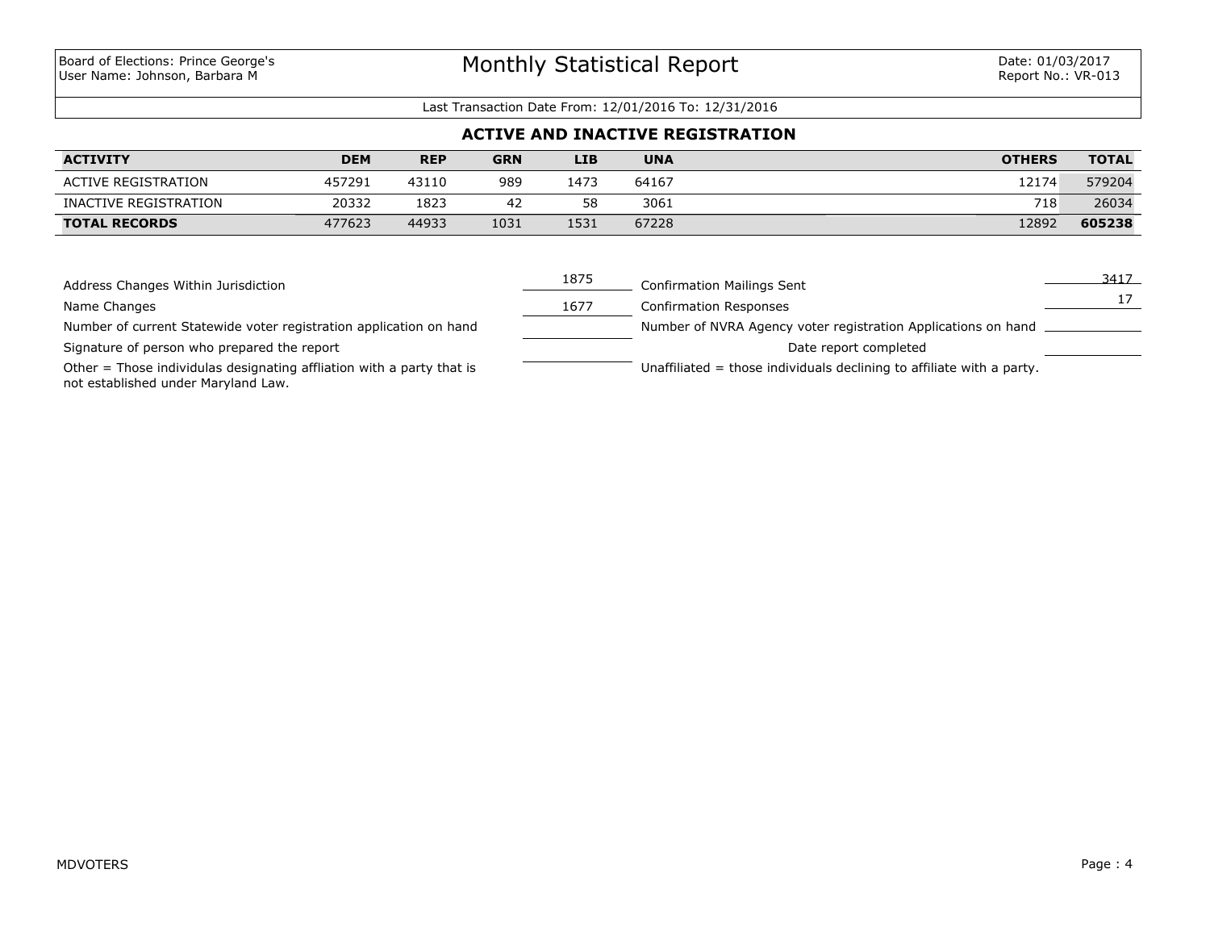Board of Elections: Prince George's
User Name: Johnson, Barbara M

# Monthly Statistical Report

Date: 01/03/2017
Report No.: VR-013

Last Transaction Date From: 12/01/2016 To: 12/31/2016

## ACTIVE AND INACTIVE REGISTRATION

| ACTIVITY | DEM | REP | GRN | LIB | UNA | OTHERS | TOTAL |
|---|---|---|---|---|---|---|---|
| ACTIVE REGISTRATION | 457291 | 43110 | 989 | 1473 | 64167 | 12174 | 579204 |
| INACTIVE REGISTRATION | 20332 | 1823 | 42 | 58 | 3061 | 718 | 26034 |
| **TOTAL RECORDS** | 477623 | 44933 | 1031 | 1531 | 67228 | 12892 | **605238** |

| | | | |
|---|---|---|---|
| Address Changes Within Jurisdiction | 1875 | Confirmation Mailings Sent | 3417 |
| Name Changes | 1677 | Confirmation Responses | 17 |
| Number of current Statewide voter registration application on hand | | Number of NVRA Agency voter registration Applications on hand | |
| Signature of person who prepared the report | | Date report completed | |

Other = Those individulas designating affliation with a party that is not established under Maryland Law.

Unaffiliated = those individuals declining to affiliate with a party.

MDVOTERS